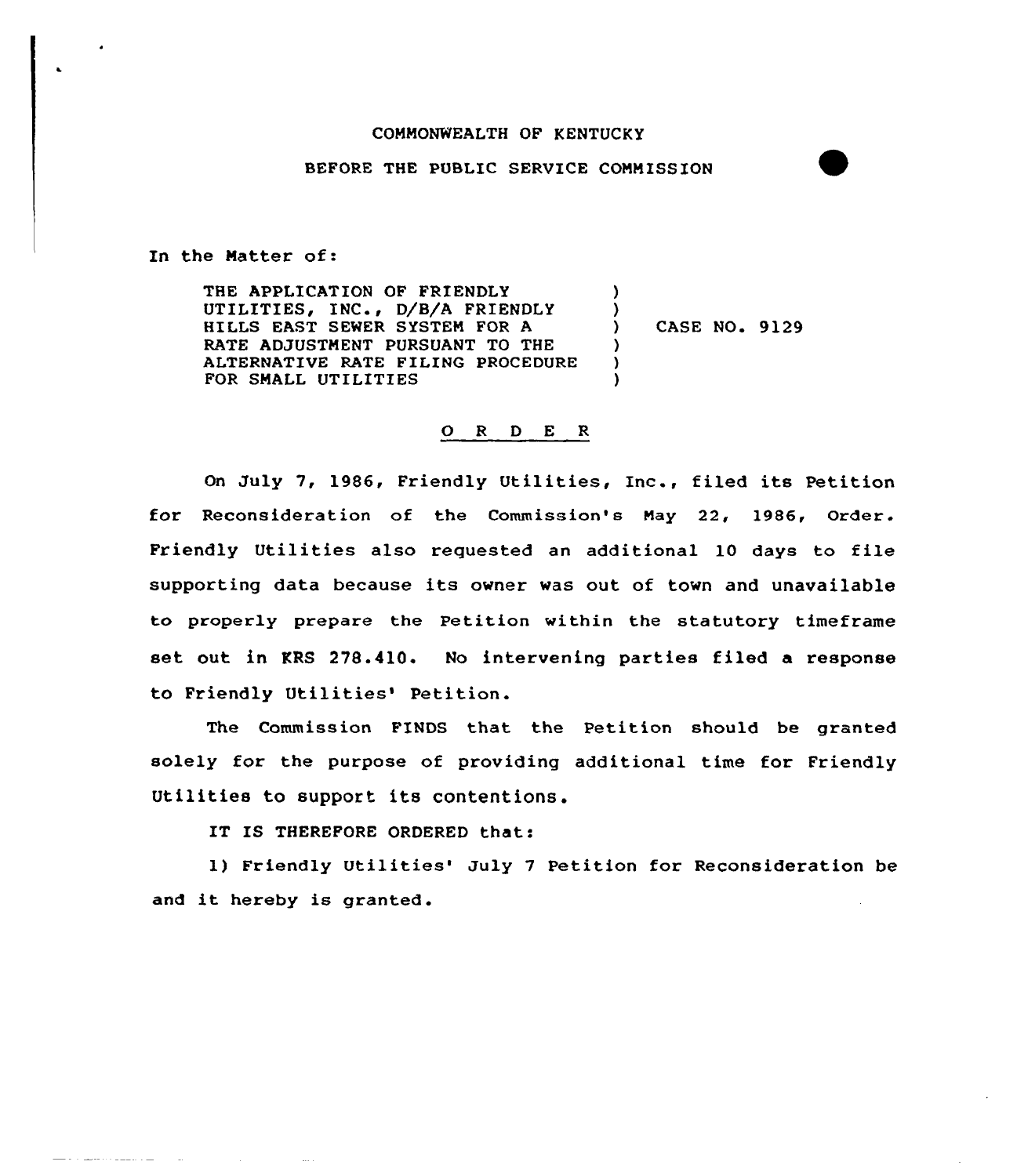COMMONWEALTH OF KENTUCKY

BEFORE THE PUBLIC SERVICE COMMISSION

In the Matter of:

| | | |
|---|---|---|
| THE APPLICATION OF FRIENDLY UTILITIES, INC., D/B/A FRIENDLY HILLS EAST SEWER SYSTEM FOR A RATE ADJUSTMENT PURSUANT TO THE ALTERNATIVE RATE FILING PROCEDURE FOR SMALL UTILITIES | ) | CASE NO. 9129 |

## O R D E R

On July 7, 1986, Friendly Utilities, Inc., filed its Petition for Reconsideration of the Commission's May 22, 1986, Order. Friendly Utilities also requested an additional 10 days to file supporting data because its owner was out of town and unavailable to properly prepare the Petition within the statutory timeframe set out in KRS 278.410. No intervening parties filed a response to Friendly Utilities' Petition.

The Commission FINDS that the Petition should be granted solely for the purpose of providing additional time for Friendly Utilities to support its contentions.

IT IS THEREFORE ORDERED that:

1) Friendly Utilities' July 7 Petition for Reconsideration be and it hereby is granted.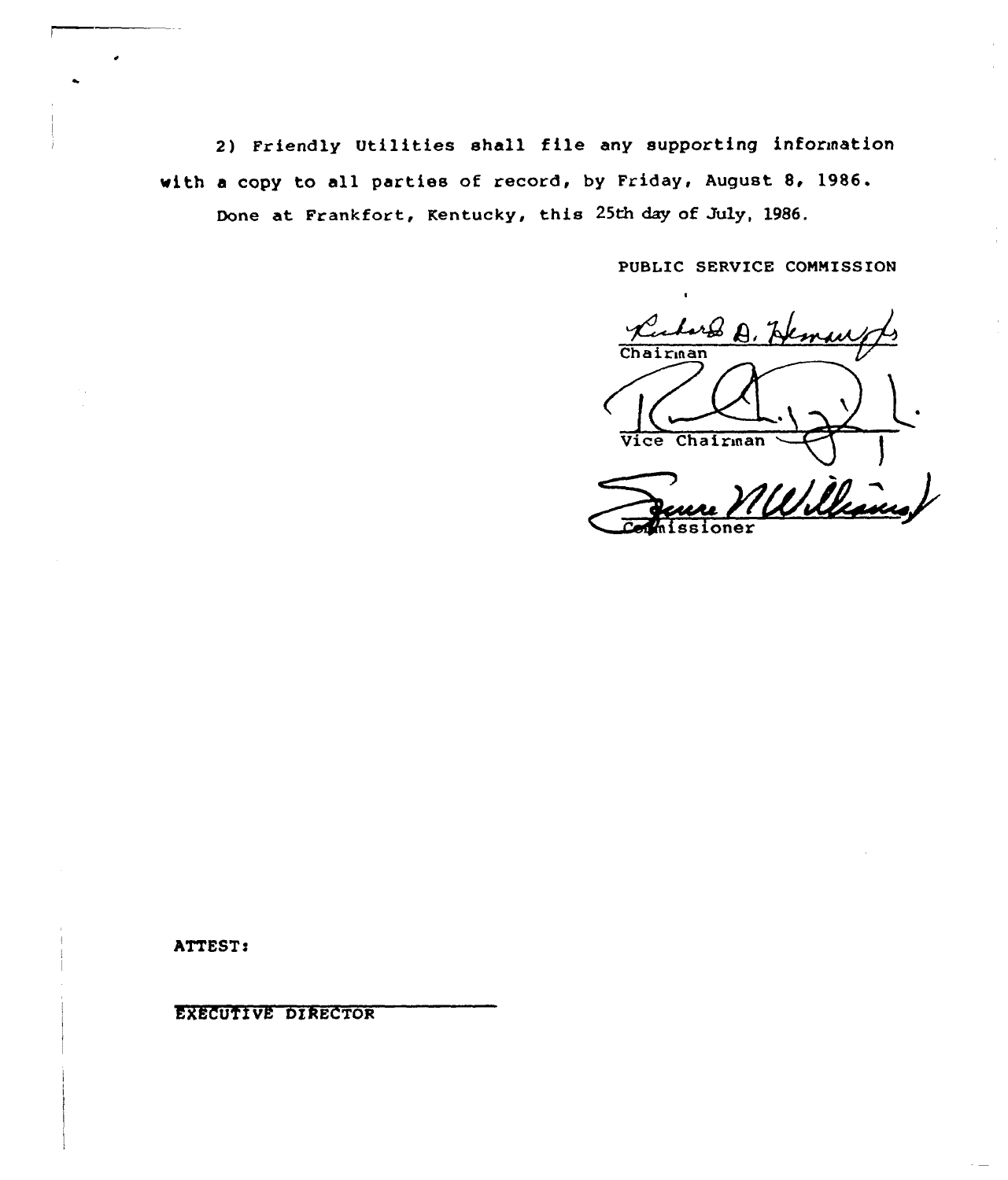2) Friendly Utilities shall file any supporting information with a copy to all parties of record, by Friday, August 8, 1986.

Done at Frankfort, Kentucky, this 25th day of July, 1986.

PUBLIC SERVICE COMMISSION

Chairman

Vice Chairman

Commissioner

ATTEST:

EXECUTIVE DIRECTOR